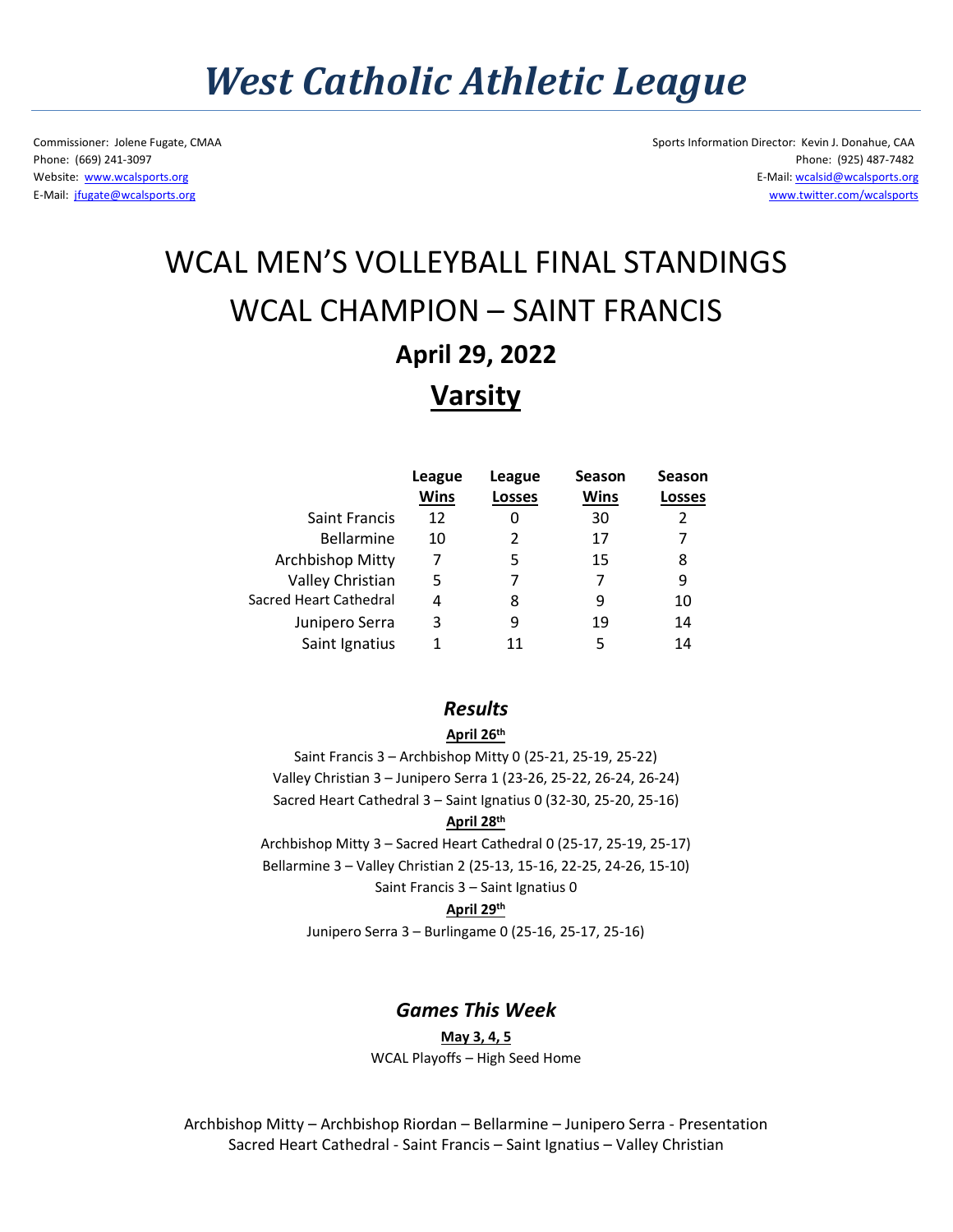# *West Catholic Athletic League*

Commissioner: Jolene Fugate, CMAA
Phone: (669) 241-3097
Website: www.wcalsports.org
E-Mail: jfugate@wcalsports.org

Sports Information Director: Kevin J. Donahue, CAA
Phone: (925) 487-7482
E-Mail: wcalsid@wcalsports.org
www.twitter.com/wcalsports

## WCAL MEN'S VOLLEYBALL FINAL STANDINGS

## WCAL CHAMPION – SAINT FRANCIS

### April 29, 2022

### Varsity

| | League Wins | League Losses | Season Wins | Season Losses |
|---|---|---|---|---|
| Saint Francis | 12 | 0 | 30 | 2 |
| Bellarmine | 10 | 2 | 17 | 7 |
| Archbishop Mitty | 7 | 5 | 15 | 8 |
| Valley Christian | 5 | 7 | 7 | 9 |
| Sacred Heart Cathedral | 4 | 8 | 9 | 10 |
| Junipero Serra | 3 | 9 | 19 | 14 |
| Saint Ignatius | 1 | 11 | 5 | 14 |

### *Results*

**April 26th**

Saint Francis 3 – Archbishop Mitty 0 (25-21, 25-19, 25-22)
Valley Christian 3 – Junipero Serra 1 (23-26, 25-22, 26-24, 26-24)
Sacred Heart Cathedral 3 – Saint Ignatius 0 (32-30, 25-20, 25-16)

**April 28th**

Archbishop Mitty 3 – Sacred Heart Cathedral 0 (25-17, 25-19, 25-17)
Bellarmine 3 – Valley Christian 2 (25-13, 15-16, 22-25, 24-26, 15-10)
Saint Francis 3 – Saint Ignatius 0

**April 29th**

Junipero Serra 3 – Burlingame 0 (25-16, 25-17, 25-16)

### *Games This Week*

**May 3, 4, 5**

WCAL Playoffs – High Seed Home

Archbishop Mitty – Archbishop Riordan – Bellarmine – Junipero Serra - Presentation
Sacred Heart Cathedral - Saint Francis – Saint Ignatius – Valley Christian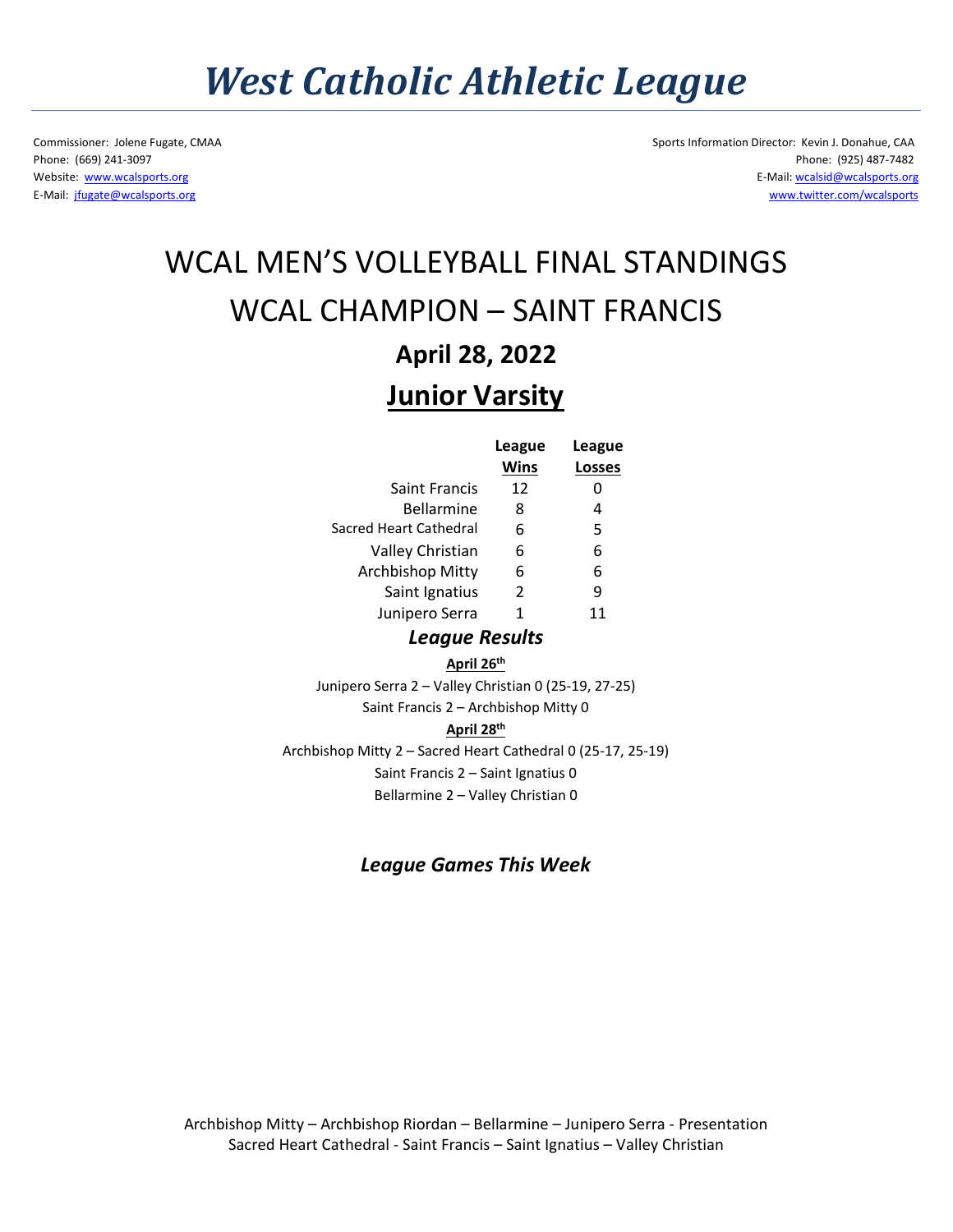# *West Catholic Athletic League*

Commissioner: Jolene Fugate, CMAA
Phone: (669) 241-3097
Website: www.wcalsports.org
E-Mail: jfugate@wcalsports.org

Sports Information Director: Kevin J. Donahue, CAA
Phone: (925) 487-7482
E-Mail: wcalsid@wcalsports.org
www.twitter.com/wcalsports

# WCAL MEN'S VOLLEYBALL FINAL STANDINGS

# WCAL CHAMPION – SAINT FRANCIS

## April 28, 2022

## Junior Varsity

| | League Wins | League Losses |
|---|---|---|
| Saint Francis | 12 | 0 |
| Bellarmine | 8 | 4 |
| Sacred Heart Cathedral | 6 | 5 |
| Valley Christian | 6 | 6 |
| Archbishop Mitty | 6 | 6 |
| Saint Ignatius | 2 | 9 |
| Junipero Serra | 1 | 11 |

### *League Results*

**April 26th**

Junipero Serra 2 – Valley Christian 0 (25-19, 27-25)

Saint Francis 2 – Archbishop Mitty 0

**April 28th**

Archbishop Mitty 2 – Sacred Heart Cathedral 0 (25-17, 25-19)

Saint Francis 2 – Saint Ignatius 0

Bellarmine 2 – Valley Christian 0

### *League Games This Week*

Archbishop Mitty – Archbishop Riordan – Bellarmine – Junipero Serra - Presentation
Sacred Heart Cathedral - Saint Francis – Saint Ignatius – Valley Christian